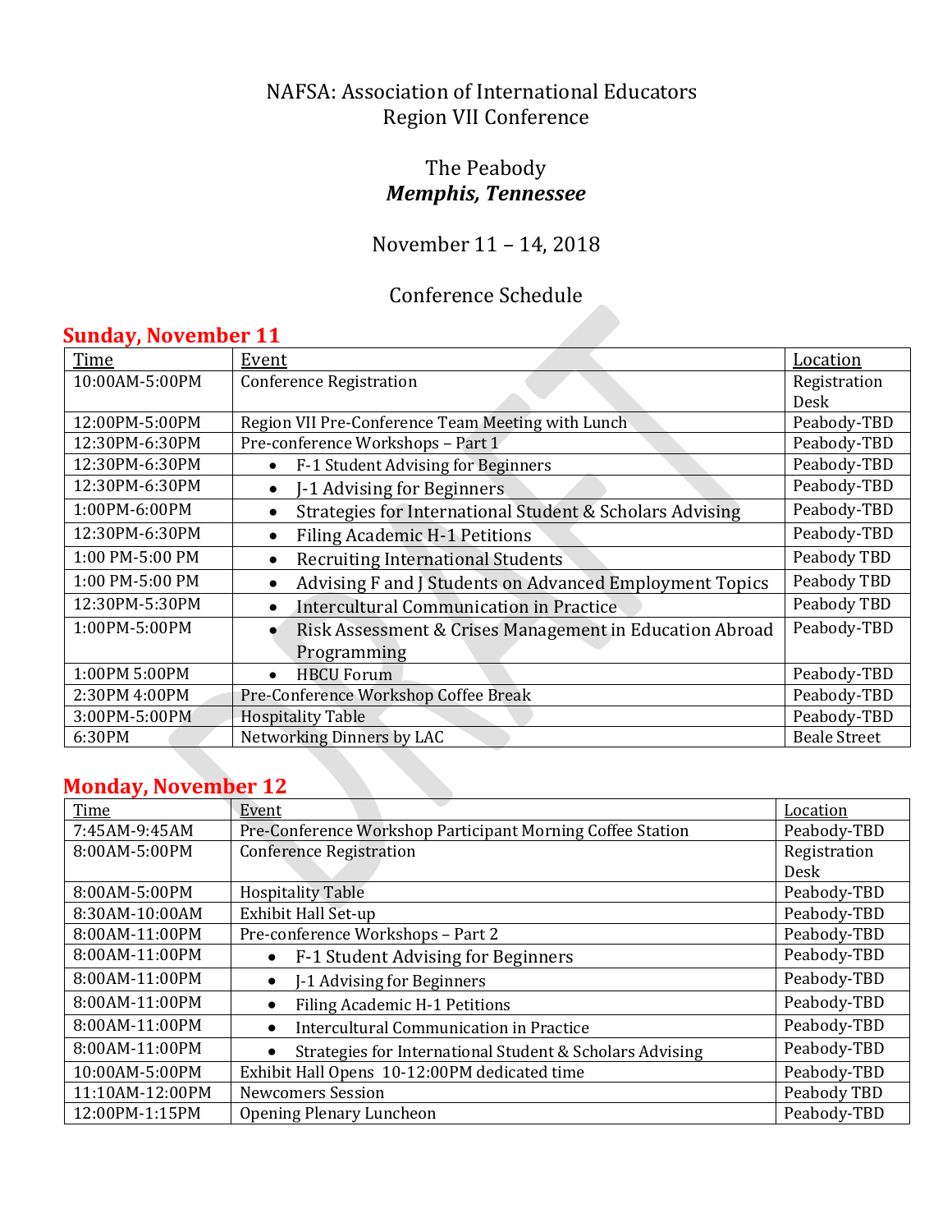NAFSA: Association of International Educators
Region VII Conference

The Peabody
***Memphis, Tennessee***

November 11 – 14, 2018

Conference Schedule

DRAFT

## Sunday, November 11

| Time | Event | Location |
|---|---|---|
| 10:00AM-5:00PM | Conference Registration | Registration Desk |
| 12:00PM-5:00PM | Region VII Pre-Conference Team Meeting with Lunch | Peabody-TBD |
| 12:30PM-6:30PM | Pre-conference Workshops – Part 1 | Peabody-TBD |
| 12:30PM-6:30PM | • F-1 Student Advising for Beginners | Peabody-TBD |
| 12:30PM-6:30PM | • J-1 Advising for Beginners | Peabody-TBD |
| 1:00PM-6:00PM | • Strategies for International Student & Scholars Advising | Peabody-TBD |
| 12:30PM-6:30PM | • Filing Academic H-1 Petitions | Peabody-TBD |
| 1:00 PM-5:00 PM | • Recruiting International Students | Peabody TBD |
| 1:00 PM-5:00 PM | • Advising F and J Students on Advanced Employment Topics | Peabody TBD |
| 12:30PM-5:30PM | • Intercultural Communication in Practice | Peabody TBD |
| 1:00PM-5:00PM | • Risk Assessment & Crises Management in Education Abroad Programming | Peabody-TBD |
| 1:00PM 5:00PM | • HBCU Forum | Peabody-TBD |
| 2:30PM 4:00PM | Pre-Conference Workshop Coffee Break | Peabody-TBD |
| 3:00PM-5:00PM | Hospitality Table | Peabody-TBD |
| 6:30PM | Networking Dinners by LAC | Beale Street |

## Monday, November 12

| Time | Event | Location |
|---|---|---|
| 7:45AM-9:45AM | Pre-Conference Workshop Participant Morning Coffee Station | Peabody-TBD |
| 8:00AM-5:00PM | Conference Registration | Registration Desk |
| 8:00AM-5:00PM | Hospitality Table | Peabody-TBD |
| 8:30AM-10:00AM | Exhibit Hall Set-up | Peabody-TBD |
| 8:00AM-11:00PM | Pre-conference Workshops – Part 2 | Peabody-TBD |
| 8:00AM-11:00PM | • F-1 Student Advising for Beginners | Peabody-TBD |
| 8:00AM-11:00PM | • J-1 Advising for Beginners | Peabody-TBD |
| 8:00AM-11:00PM | • Filing Academic H-1 Petitions | Peabody-TBD |
| 8:00AM-11:00PM | • Intercultural Communication in Practice | Peabody-TBD |
| 8:00AM-11:00PM | • Strategies for International Student & Scholars Advising | Peabody-TBD |
| 10:00AM-5:00PM | Exhibit Hall Opens 10-12:00PM dedicated time | Peabody-TBD |
| 11:10AM-12:00PM | Newcomers Session | Peabody TBD |
| 12:00PM-1:15PM | Opening Plenary Luncheon | Peabody-TBD |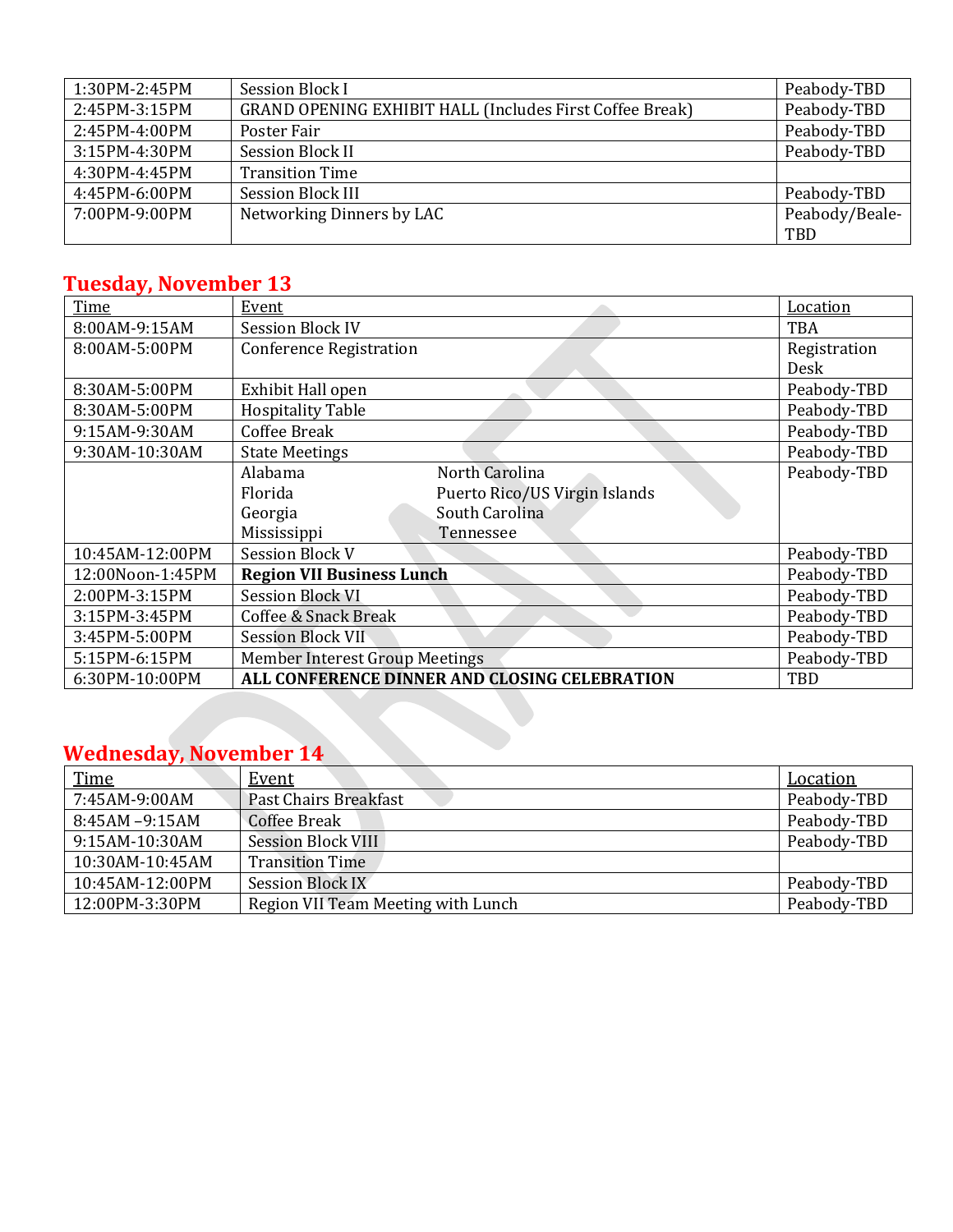| | | |
|---|---|---|
| 1:30PM-2:45PM | Session Block I | Peabody-TBD |
| 2:45PM-3:15PM | GRAND OPENING EXHIBIT HALL (Includes First Coffee Break) | Peabody-TBD |
| 2:45PM-4:00PM | Poster Fair | Peabody-TBD |
| 3:15PM-4:30PM | Session Block II | Peabody-TBD |
| 4:30PM-4:45PM | Transition Time | |
| 4:45PM-6:00PM | Session Block III | Peabody-TBD |
| 7:00PM-9:00PM | Networking Dinners by LAC | Peabody/Beale-TBD |

## Tuesday, November 13

| Time | Event | Location |
|---|---|---|
| 8:00AM-9:15AM | Session Block IV | TBA |
| 8:00AM-5:00PM | Conference Registration | Registration Desk |
| 8:30AM-5:00PM | Exhibit Hall open | Peabody-TBD |
| 8:30AM-5:00PM | Hospitality Table | Peabody-TBD |
| 9:15AM-9:30AM | Coffee Break | Peabody-TBD |
| 9:30AM-10:30AM | State Meetings | Peabody-TBD |
| | Alabama, North Carolina, Florida, Puerto Rico/US Virgin Islands, Georgia, South Carolina, Mississippi, Tennessee | Peabody-TBD |
| 10:45AM-12:00PM | Session Block V | Peabody-TBD |
| 12:00Noon-1:45PM | **Region VII Business Lunch** | Peabody-TBD |
| 2:00PM-3:15PM | Session Block VI | Peabody-TBD |
| 3:15PM-3:45PM | Coffee & Snack Break | Peabody-TBD |
| 3:45PM-5:00PM | Session Block VII | Peabody-TBD |
| 5:15PM-6:15PM | Member Interest Group Meetings | Peabody-TBD |
| 6:30PM-10:00PM | **ALL CONFERENCE DINNER AND CLOSING CELEBRATION** | TBD |

## Wednesday, November 14

| Time | Event | Location |
|---|---|---|
| 7:45AM-9:00AM | Past Chairs Breakfast | Peabody-TBD |
| 8:45AM –9:15AM | Coffee Break | Peabody-TBD |
| 9:15AM-10:30AM | Session Block VIII | Peabody-TBD |
| 10:30AM-10:45AM | Transition Time | |
| 10:45AM-12:00PM | Session Block IX | Peabody-TBD |
| 12:00PM-3:30PM | Region VII Team Meeting with Lunch | Peabody-TBD |